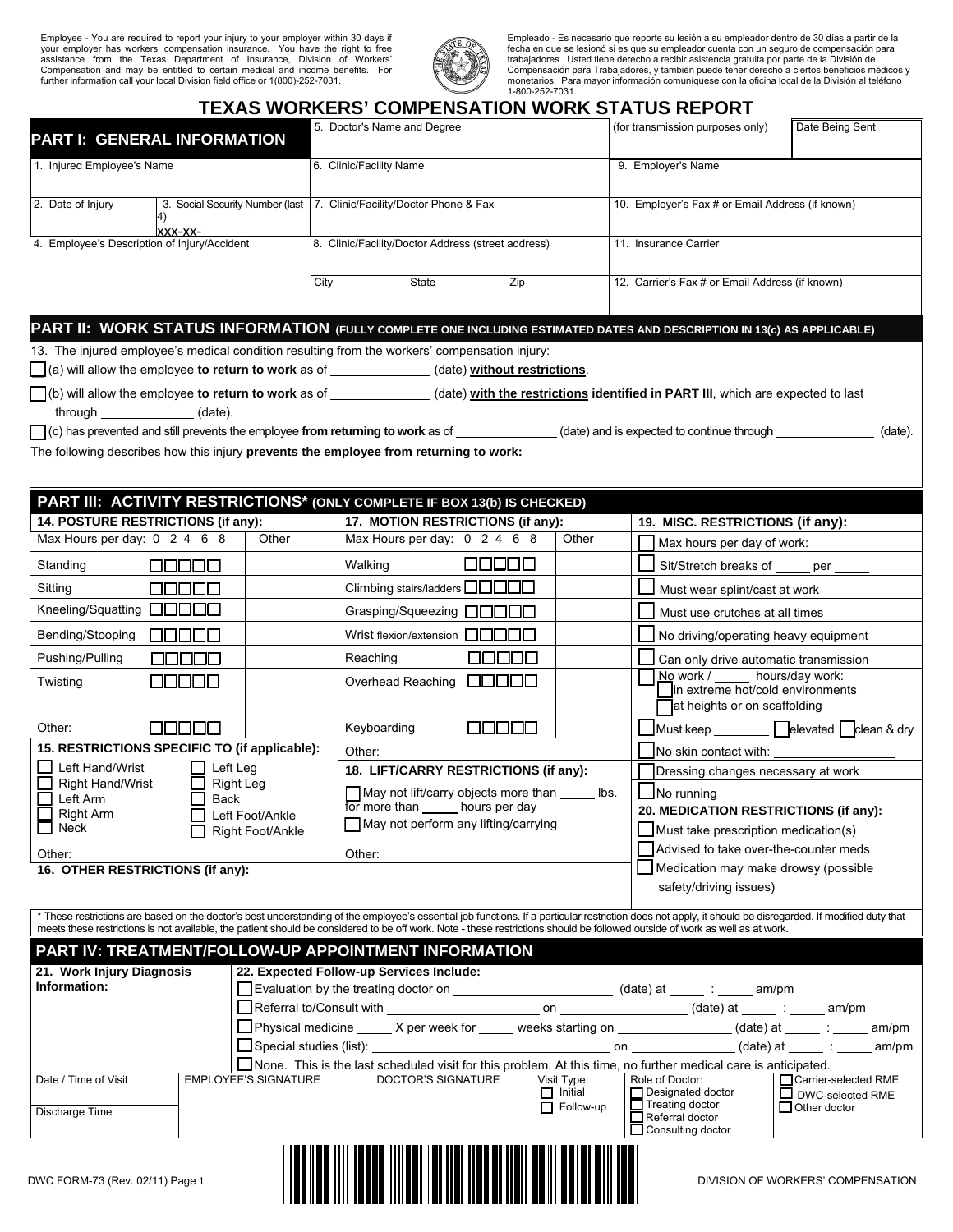Employee - You are required to report your injury to your employer within 30 days if your employer has workers' compensation insurance. You have the right to free assistance from the Texas Department of Insurance, Division of Workers' Compensation and may be entitled to certain medical and income benefits. For further information call your local Division field office or 1(800)-252-7031.

Empleado - Es necesario que reporte su lesión a su empleador dentro de 30 días a partir de la fecha en que se lesionó si es que su empleador cuenta con un seguro de compensación para trabajadores. Usted tiene derecho a recibir asistencia gratuita por parte de la División de Compensación para Trabajadores, y también puede tener derecho a ciertos beneficios médicos y monetarios. Para mayor información comuniquese con la oficina local de la División al teléfono 1-800-252-7031.

# TEXAS WORKERS' COMPENSATION WORK STATUS REPORT

## PART I: GENERAL INFORMATION

| | | | |
|---|---|---|---|
| | 5. Doctor's Name and Degree | (for transmission purposes only) | Date Being Sent |
| 1. Injured Employee's Name | 6. Clinic/Facility Name | 9. Employer's Name | |
| 2. Date of Injury / 3. Social Security Number (last 4) xxx-xx- | 7. Clinic/Facility/Doctor Phone & Fax | 10. Employer's Fax # or Email Address (if known) | |
| 4. Employee's Description of Injury/Accident | 8. Clinic/Facility/Doctor Address (street address) | 11. Insurance Carrier | |
| | City State Zip | 12. Carrier's Fax # or Email Address (if known) | |

## PART II: WORK STATUS INFORMATION (FULLY COMPLETE ONE INCLUDING ESTIMATED DATES AND DESCRIPTION IN 13(c) AS APPLICABLE)

13. The injured employee's medical condition resulting from the workers' compensation injury:

☐ (a) will allow the employee **to return to work** as of ______________ (date) **without restrictions**.

☐ (b) will allow the employee **to return to work** as of ______________ (date) **with the restrictions identified in PART III**, which are expected to last through ______________ (date).

☐ (c) has prevented and still prevents the employee **from returning to work** as of ______________ (date) and is expected to continue through ______________ (date).

The following describes how this injury **prevents the employee from returning to work:**

## PART III: ACTIVITY RESTRICTIONS* (ONLY COMPLETE IF BOX 13(b) IS CHECKED)

**14. POSTURE RESTRICTIONS (if any):**

| Max Hours per day: | 0 2 4 6 8 | Other |
|---|---|---|
| Standing | ☐☐☐☐☐ | |
| Sitting | ☐☐☐☐☐ | |
| Kneeling/Squatting | ☐☐☐☐☐ | |
| Bending/Stooping | ☐☐☐☐☐ | |
| Pushing/Pulling | ☐☐☐☐☐ | |
| Twisting | ☐☐☐☐☐ | |
| Other: | ☐☐☐☐☐ | |

**15. RESTRICTIONS SPECIFIC TO (if applicable):**

☐ Left Hand/Wrist ☐ Left Leg
☐ Right Hand/Wrist ☐ Right Leg
☐ Left Arm ☐ Back
☐ Right Arm ☐ Left Foot/Ankle
☐ Neck ☐ Right Foot/Ankle

Other:

**16. OTHER RESTRICTIONS (if any):**

**17. MOTION RESTRICTIONS (if any):**

| Max Hours per day: | 0 2 4 6 8 | Other |
|---|---|---|
| Walking | ☐☐☐☐☐ | |
| Climbing stairs/ladders | ☐☐☐☐☐ | |
| Grasping/Squeezing | ☐☐☐☐☐ | |
| Wrist flexion/extension | ☐☐☐☐☐ | |
| Reaching | ☐☐☐☐☐ | |
| Overhead Reaching | ☐☐☐☐☐ | |
| Keyboarding | ☐☐☐☐☐ | |
| Other: | | |

**18. LIFT/CARRY RESTRICTIONS (if any):**

☐ May not lift/carry objects more than _____ lbs. for more than _____ hours per day

☐ May not perform any lifting/carrying

Other:

**19. MISC. RESTRICTIONS (if any):**

☐ Max hours per day of work: _____
☐ Sit/Stretch breaks of _____ per _____
☐ Must wear splint/cast at work
☐ Must use crutches at all times
☐ No driving/operating heavy equipment
☐ Can only drive automatic transmission
☐ No work / _____ hours/day work:
  ☐ in extreme hot/cold environments
  ☐ at heights or on scaffolding
☐ Must keep ________ ☐ elevated ☐ clean & dry
☐ No skin contact with: ______________
☐ Dressing changes necessary at work
☐ No running

**20. MEDICATION RESTRICTIONS (if any):**

☐ Must take prescription medication(s)
☐ Advised to take over-the-counter meds
☐ Medication may make drowsy (possible safety/driving issues)

* These restrictions are based on the doctor's best understanding of the employee's essential job functions. If a particular restriction does not apply, it should be disregarded. If modified duty that meets these restrictions is not available, the patient should be considered to be off work. Note - these restrictions should be followed outside of work as well as at work.

## PART IV: TREATMENT/FOLLOW-UP APPOINTMENT INFORMATION

**21. Work Injury Diagnosis Information:**

**22. Expected Follow-up Services Include:**

☐ Evaluation by the treating doctor on ______________ (date) at _____ : _____ am/pm

☐ Referral to/Consult with ______________ on ______________ (date) at _____ : _____ am/pm

☐ Physical medicine _____ X per week for _____ weeks starting on ______________ (date) at _____ : _____ am/pm

☐ Special studies (list): ______________ on ______________ (date) at _____ : _____ am/pm

☐ None. This is the last scheduled visit for this problem. At this time, no further medical care is anticipated.

| Date / Time of Visit | EMPLOYEE'S SIGNATURE | DOCTOR'S SIGNATURE | Visit Type: | Role of Doctor: | |
|---|---|---|---|---|---|
| | | | ☐ Initial | ☐ Designated doctor | ☐ Carrier-selected RME |
| Discharge Time | | | ☐ Follow-up | ☐ Treating doctor | ☐ DWC-selected RME |
| | | | | ☐ Referral doctor | ☐ Other doctor |
| | | | | ☐ Consulting doctor | |

DWC FORM-73 (Rev. 02/11) Page 1

DIVISION OF WORKERS' COMPENSATION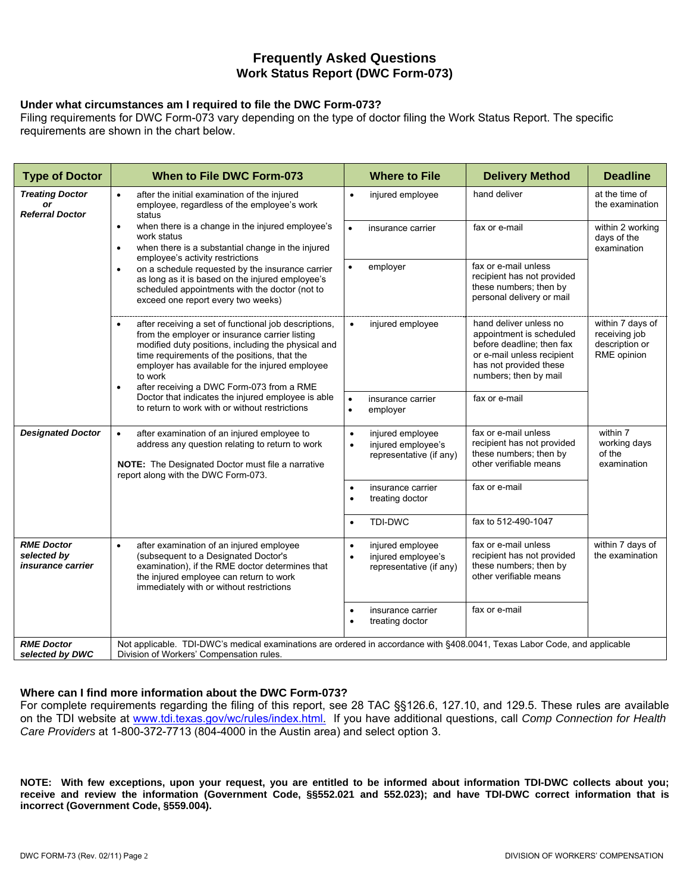# Frequently Asked Questions
## Work Status Report (DWC Form-073)

### Under what circumstances am I required to file the DWC Form-073?

Filing requirements for DWC Form-073 vary depending on the type of doctor filing the Work Status Report. The specific requirements are shown in the chart below.

| Type of Doctor | When to File DWC Form-073 | Where to File | Delivery Method | Deadline |
|---|---|---|---|---|
| ***Treating Doctor or Referral Doctor*** | • after the initial examination of the injured employee, regardless of the employee's work status<br>• when there is a change in the injured employee's work status<br>• when there is a substantial change in the injured employee's activity restrictions<br>• on a schedule requested by the insurance carrier as long as it is based on the injured employee's scheduled appointments with the doctor (not to exceed one report every two weeks) | • injured employee | hand deliver | at the time of the examination |
| | | • insurance carrier | fax or e-mail | within 2 working days of the examination |
| | | • employer | fax or e-mail unless recipient has not provided these numbers; then by personal delivery or mail | |
| | • after receiving a set of functional job descriptions, from the employer or insurance carrier listing modified duty positions, including the physical and time requirements of the positions, that the employer has available for the injured employee to work<br>• after receiving a DWC Form-073 from a RME Doctor that indicates the injured employee is able to return to work with or without restrictions | • injured employee | hand deliver unless no appointment is scheduled before deadline; then fax or e-mail unless recipient has not provided these numbers; then by mail | within 7 days of receiving job description or RME opinion |
| | | • insurance carrier<br>• employer | fax or e-mail | |
| ***Designated Doctor*** | • after examination of an injured employee to address any question relating to return to work<br><br>**NOTE:** The Designated Doctor must file a narrative report along with the DWC Form-073. | • injured employee<br>• injured employee's representative (if any) | fax or e-mail unless recipient has not provided these numbers; then by other verifiable means | within 7 working days of examination |
| | | • insurance carrier<br>• treating doctor | fax or e-mail | |
| | | • TDI-DWC | fax to 512-490-1047 | |
| ***RME Doctor selected by insurance carrier*** | • after examination of an injured employee (subsequent to a Designated Doctor's examination), if the RME doctor determines that the injured employee can return to work immediately with or without restrictions | • injured employee<br>• injured employee's representative (if any) | fax or e-mail unless recipient has not provided these numbers; then by other verifiable means | within 7 days of the examination |
| | | • insurance carrier<br>• treating doctor | fax or e-mail | |
| ***RME Doctor selected by DWC*** | Not applicable. TDI-DWC's medical examinations are ordered in accordance with §408.0041, Texas Labor Code, and applicable Division of Workers' Compensation rules. | | | |

### Where can I find more information about the DWC Form-073?

For complete requirements regarding the filing of this report, see 28 TAC §§126.6, 127.10, and 129.5. These rules are available on the TDI website at www.tdi.texas.gov/wc/rules/index.html. If you have additional questions, call *Comp Connection for Health Care Providers* at 1-800-372-7713 (804-4000 in the Austin area) and select option 3.

**NOTE: With few exceptions, upon your request, you are entitled to be informed about information TDI-DWC collects about you; receive and review the information (Government Code, §§552.021 and 552.023); and have TDI-DWC correct information that is incorrect (Government Code, §559.004).**